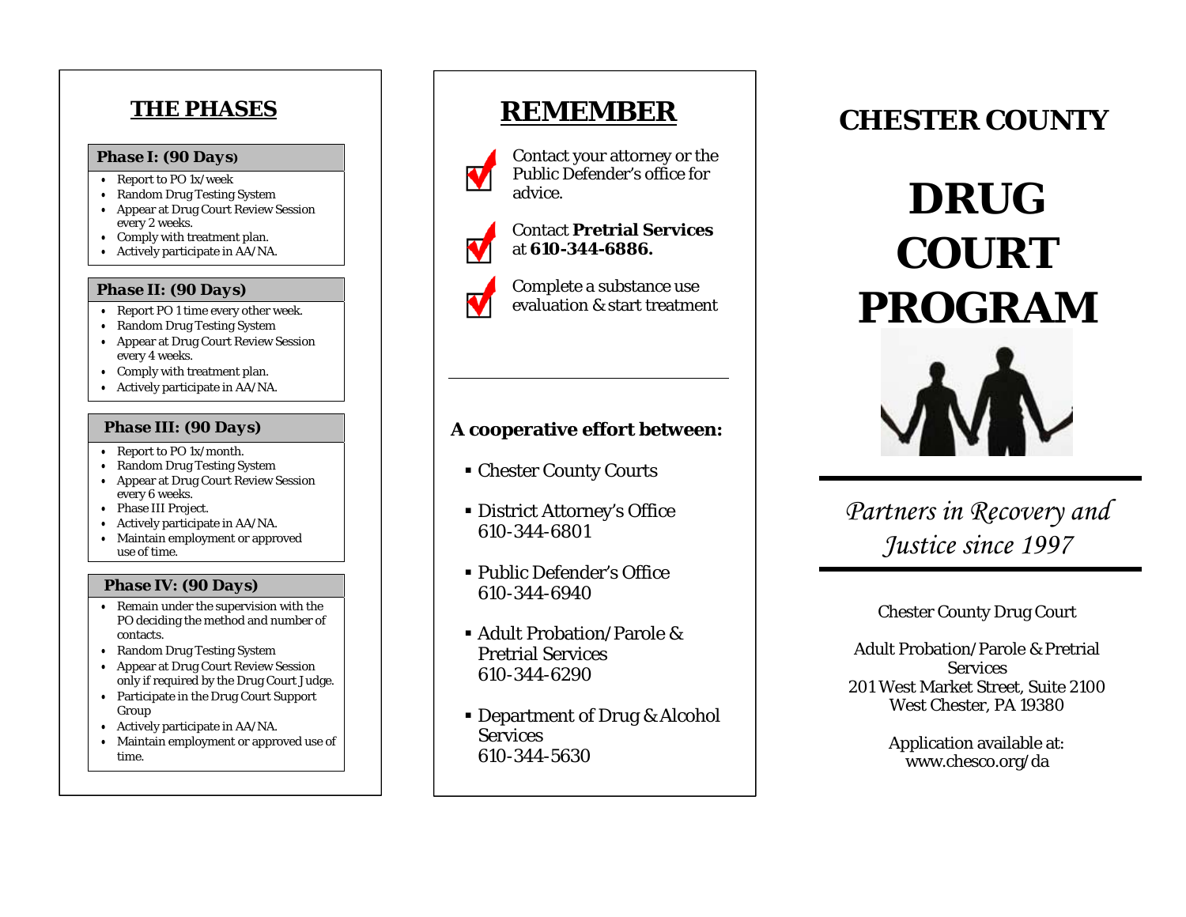## THE PHASES

**Phase I: (90 Days)**

- Report to PO 1x/week
- Random Drug Testing System
- Appear at Drug Court Review Session every 2 weeks.
- Comply with treatment plan.
- Actively participate in AA/NA.

**Phase II: (90 Days)**

- Report PO 1 time every other week.
- Random Drug Testing System
- Appear at Drug Court Review Session every 4 weeks.
- Comply with treatment plan.
- Actively participate in AA/NA.

**Phase III: (90 Days)**

- Report to PO 1x/month.
- Random Drug Testing System
- Appear at Drug Court Review Session every 6 weeks.
- Phase III Project.
- Actively participate in AA/NA.
- Maintain employment or approved use of time.

**Phase IV: (90 Days)**

- Remain under the supervision with the PO deciding the method and number of contacts.
- Random Drug Testing System
- Appear at Drug Court Review Session only if required by the Drug Court Judge.
- Participate in the Drug Court Support Group
- Actively participate in AA/NA.
- Maintain employment or approved use of time.

## REMEMBER

- Contact your attorney or the Public Defender's office for advice.
- Contact **Pretrial Services** at **610-344-6886.**
- Complete a substance use evaluation & start treatment

---

**A cooperative effort between:**

- Chester County Courts
- District Attorney's Office
  610-344-6801
- Public Defender's Office
  610-344-6940
- Adult Probation/Parole & Pretrial Services
  610-344-6290
- Department of Drug & Alcohol Services
  610-344-5630

## CHESTER COUNTY

# DRUG COURT PROGRAM

*Partners in Recovery and Justice since 1997*

Chester County Drug Court

Adult Probation/Parole & Pretrial Services
201 West Market Street, Suite 2100
West Chester, PA 19380

Application available at:
www.chesco.org/da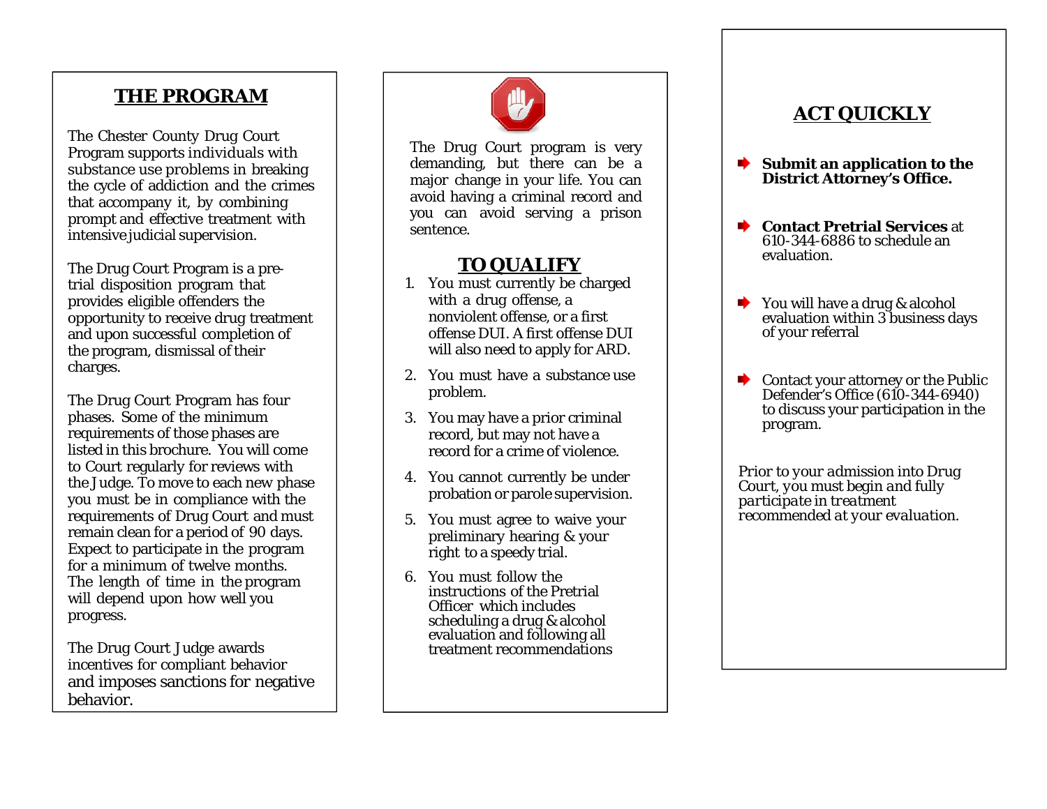## THE PROGRAM

The Chester County Drug Court Program supports individuals with substance use problems in breaking the cycle of addiction and the crimes that accompany it, by combining prompt and effective treatment with intensive judicial supervision.

The Drug Court Program is a pre-trial disposition program that provides eligible offenders the opportunity to receive drug treatment and upon successful completion of the program, dismissal of their charges.

The Drug Court Program has four phases. Some of the minimum requirements of those phases are listed in this brochure. You will come to Court regularly for reviews with the Judge. To move to each new phase you must be in compliance with the requirements of Drug Court and must remain clean for a period of 90 days. Expect to participate in the program for a minimum of twelve months. The length of time in the program will depend upon how well you progress.

The Drug Court Judge awards incentives for compliant behavior and imposes sanctions for negative behavior.

The Drug Court program is very demanding, but there can be a major change in your life. You can avoid having a criminal record and you can avoid serving a prison sentence.

## TO QUALIFY

1. You must currently be charged with a drug offense, a nonviolent offense, or a first offense DUI. A first offense DUI will also need to apply for ARD.
2. You must have a substance use problem.
3. You may have a prior criminal record, but may not have a record for a crime of violence.
4. You cannot currently be under probation or parole supervision.
5. You must agree to waive your preliminary hearing & your right to a speedy trial.
6. You must follow the instructions of the Pretrial Officer which includes scheduling a drug & alcohol evaluation and following all treatment recommendations

## ACT QUICKLY

- **Submit an application to the District Attorney's Office.**
- **Contact Pretrial Services** at 610-344-6886 to schedule an evaluation.
- You will have a drug & alcohol evaluation within 3 business days of your referral
- Contact your attorney or the Public Defender's Office (610-344-6940) to discuss your participation in the program.

*Prior to your admission into Drug Court, you must begin and fully participate in treatment recommended at your evaluation.*